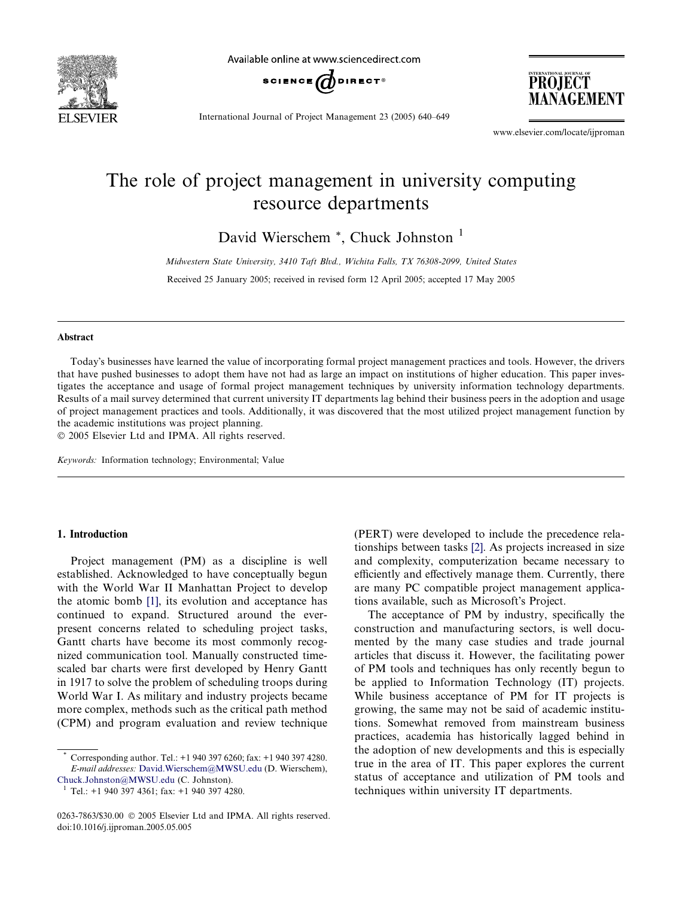# The role of project management in university computing resource departments

David Wierschem [*], Chuck Johnston [1]

*Midwestern State University, 3410 Taft Blvd., Wichita Falls, TX 76308-2099, United States*

Received 25 January 2005; received in revised form 12 April 2005; accepted 17 May 2005

## Abstract

Today's businesses have learned the value of incorporating formal project management practices and tools. However, the drivers that have pushed businesses to adopt them have not had as large an impact on institutions of higher education. This paper investigates the acceptance and usage of formal project management techniques by university information technology departments. Results of a mail survey determined that current university IT departments lag behind their business peers in the adoption and usage of project management practices and tools. Additionally, it was discovered that the most utilized project management function by the academic institutions was project planning.

© 2005 Elsevier Ltd and IPMA. All rights reserved.

*Keywords:* Information technology; Environmental; Value

## 1. Introduction

Project management (PM) as a discipline is well established. Acknowledged to have conceptually begun with the World War II Manhattan Project to develop the atomic bomb [1], its evolution and acceptance has continued to expand. Structured around the ever-present concerns related to scheduling project tasks, Gantt charts have become its most commonly recognized communication tool. Manually constructed time-scaled bar charts were first developed by Henry Gantt in 1917 to solve the problem of scheduling troops during World War I. As military and industry projects became more complex, methods such as the critical path method (CPM) and program evaluation and review technique (PERT) were developed to include the precedence relationships between tasks [2]. As projects increased in size and complexity, computerization became necessary to efficiently and effectively manage them. Currently, there are many PC compatible project management applications available, such as Microsoft's Project.

The acceptance of PM by industry, specifically the construction and manufacturing sectors, is well documented by the many case studies and trade journal articles that discuss it. However, the facilitating power of PM tools and techniques has only recently begun to be applied to Information Technology (IT) projects. While business acceptance of PM for IT projects is growing, the same may not be said of academic institutions. Somewhat removed from mainstream business practices, academia has historically lagged behind in the adoption of new developments and this is especially true in the area of IT. This paper explores the current status of acceptance and utilization of PM tools and techniques within university IT departments.

---

[*] Corresponding author. Tel.: +1 940 397 6260; fax: +1 940 397 4280. *E-mail addresses:* David.Wierschem@MWSU.edu (D. Wierschem), Chuck.Johnston@MWSU.edu (C. Johnston).

[1] Tel.: +1 940 397 4361; fax: +1 940 397 4280.

0263-7863/$30.00 © 2005 Elsevier Ltd and IPMA. All rights reserved.
doi:10.1016/j.ijproman.2005.05.005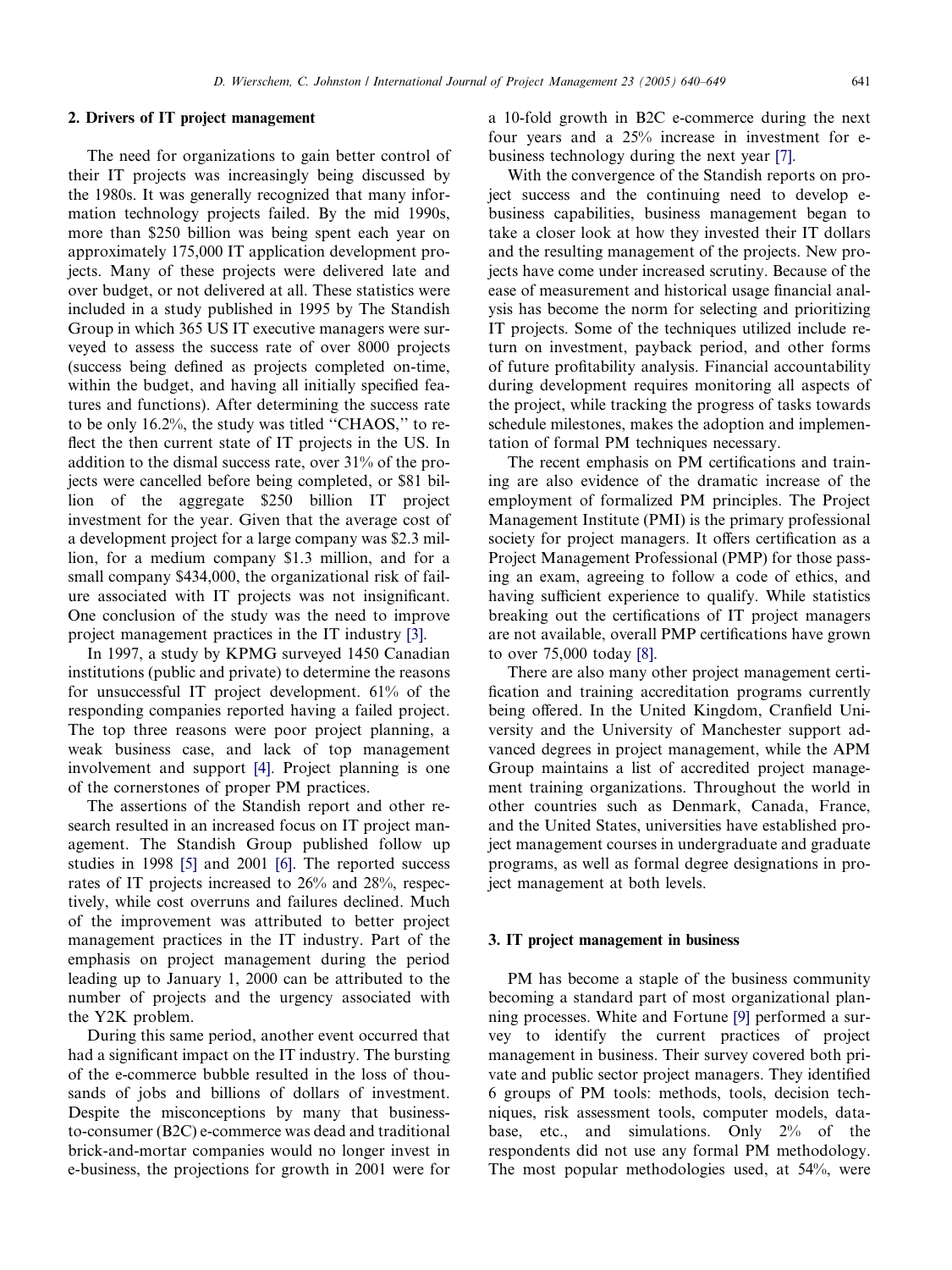## 2. Drivers of IT project management

The need for organizations to gain better control of their IT projects was increasingly being discussed by the 1980s. It was generally recognized that many information technology projects failed. By the mid 1990s, more than $250 billion was being spent each year on approximately 175,000 IT application development projects. Many of these projects were delivered late and over budget, or not delivered at all. These statistics were included in a study published in 1995 by The Standish Group in which 365 US IT executive managers were surveyed to assess the success rate of over 8000 projects (success being defined as projects completed on-time, within the budget, and having all initially specified features and functions). After determining the success rate to be only 16.2%, the study was titled "CHAOS," to reflect the then current state of IT projects in the US. In addition to the dismal success rate, over 31% of the projects were cancelled before being completed, or $81 billion of the aggregate $250 billion IT project investment for the year. Given that the average cost of a development project for a large company was $2.3 million, for a medium company $1.3 million, and for a small company $434,000, the organizational risk of failure associated with IT projects was not insignificant. One conclusion of the study was the need to improve project management practices in the IT industry [3].

In 1997, a study by KPMG surveyed 1450 Canadian institutions (public and private) to determine the reasons for unsuccessful IT project development. 61% of the responding companies reported having a failed project. The top three reasons were poor project planning, a weak business case, and lack of top management involvement and support [4]. Project planning is one of the cornerstones of proper PM practices.

The assertions of the Standish report and other research resulted in an increased focus on IT project management. The Standish Group published follow up studies in 1998 [5] and 2001 [6]. The reported success rates of IT projects increased to 26% and 28%, respectively, while cost overruns and failures declined. Much of the improvement was attributed to better project management practices in the IT industry. Part of the emphasis on project management during the period leading up to January 1, 2000 can be attributed to the number of projects and the urgency associated with the Y2K problem.

During this same period, another event occurred that had a significant impact on the IT industry. The bursting of the e-commerce bubble resulted in the loss of thousands of jobs and billions of dollars of investment. Despite the misconceptions by many that business-to-consumer (B2C) e-commerce was dead and traditional brick-and-mortar companies would no longer invest in e-business, the projections for growth in 2001 were for a 10-fold growth in B2C e-commerce during the next four years and a 25% increase in investment for e-business technology during the next year [7].

With the convergence of the Standish reports on project success and the continuing need to develop e-business capabilities, business management began to take a closer look at how they invested their IT dollars and the resulting management of the projects. New projects have come under increased scrutiny. Because of the ease of measurement and historical usage financial analysis has become the norm for selecting and prioritizing IT projects. Some of the techniques utilized include return on investment, payback period, and other forms of future profitability analysis. Financial accountability during development requires monitoring all aspects of the project, while tracking the progress of tasks towards schedule milestones, makes the adoption and implementation of formal PM techniques necessary.

The recent emphasis on PM certifications and training are also evidence of the dramatic increase of the employment of formalized PM principles. The Project Management Institute (PMI) is the primary professional society for project managers. It offers certification as a Project Management Professional (PMP) for those passing an exam, agreeing to follow a code of ethics, and having sufficient experience to qualify. While statistics breaking out the certifications of IT project managers are not available, overall PMP certifications have grown to over 75,000 today [8].

There are also many other project management certification and training accreditation programs currently being offered. In the United Kingdom, Cranfield University and the University of Manchester support advanced degrees in project management, while the APM Group maintains a list of accredited project management training organizations. Throughout the world in other countries such as Denmark, Canada, France, and the United States, universities have established project management courses in undergraduate and graduate programs, as well as formal degree designations in project management at both levels.

## 3. IT project management in business

PM has become a staple of the business community becoming a standard part of most organizational planning processes. White and Fortune [9] performed a survey to identify the current practices of project management in business. Their survey covered both private and public sector project managers. They identified 6 groups of PM tools: methods, tools, decision techniques, risk assessment tools, computer models, database, etc., and simulations. Only 2% of the respondents did not use any formal PM methodology. The most popular methodologies used, at 54%, were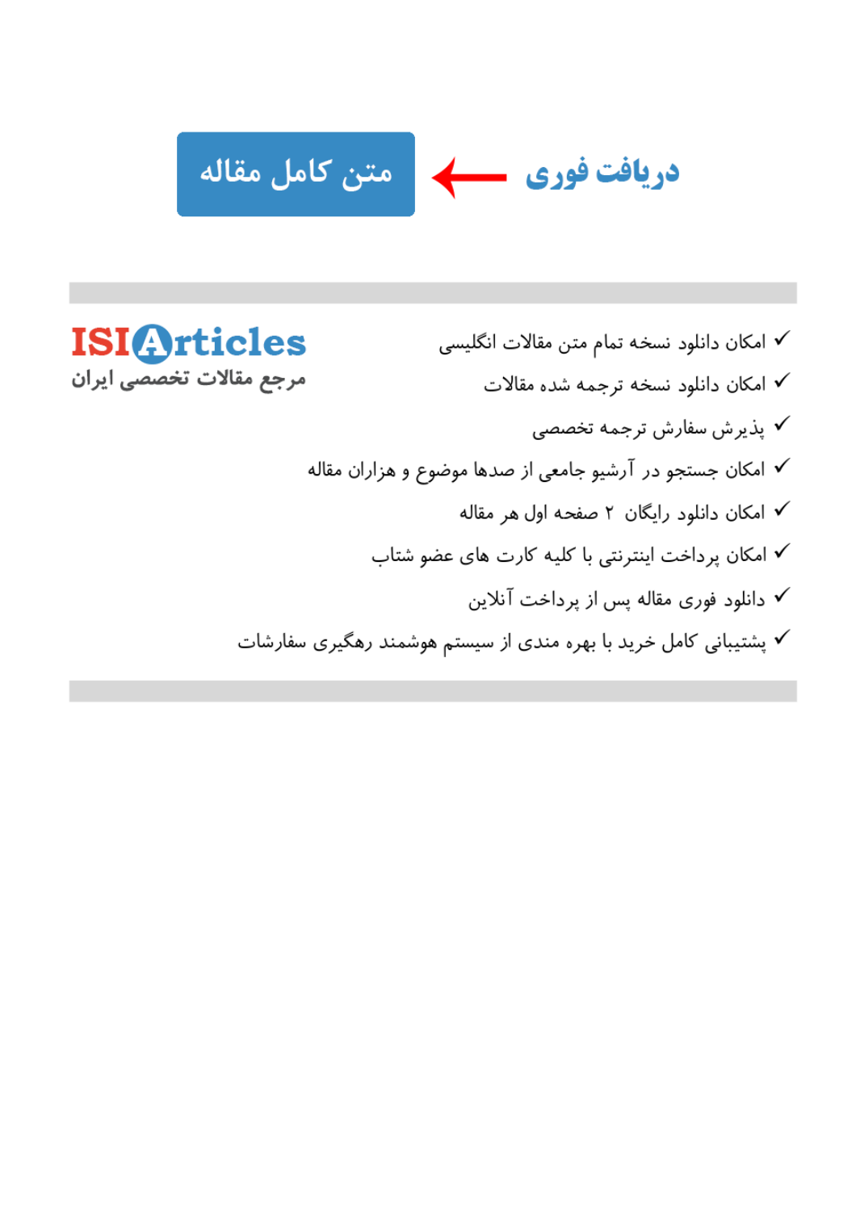دریافت فوری ← **متن کامل مقاله**

---

**ISIArticles**
مرجع مقالات تخصصی ایران

- ✓ امکان دانلود نسخه تمام متن مقالات انگلیسی
- ✓ امکان دانلود نسخه ترجمه شده مقالات
- ✓ پذیرش سفارش ترجمه تخصصی
- ✓ امکان جستجو در آرشیو جامعی از صدها موضوع و هزاران مقاله
- ✓ امکان دانلود رایگان ۲ صفحه اول هر مقاله
- ✓ امکان پرداخت اینترنتی با کلیه کارت های عضو شتاب
- ✓ دانلود فوری مقاله پس از پرداخت آنلاین
- ✓ پشتیبانی کامل خرید با بهره مندی از سیستم هوشمند رهگیری سفارشات

---